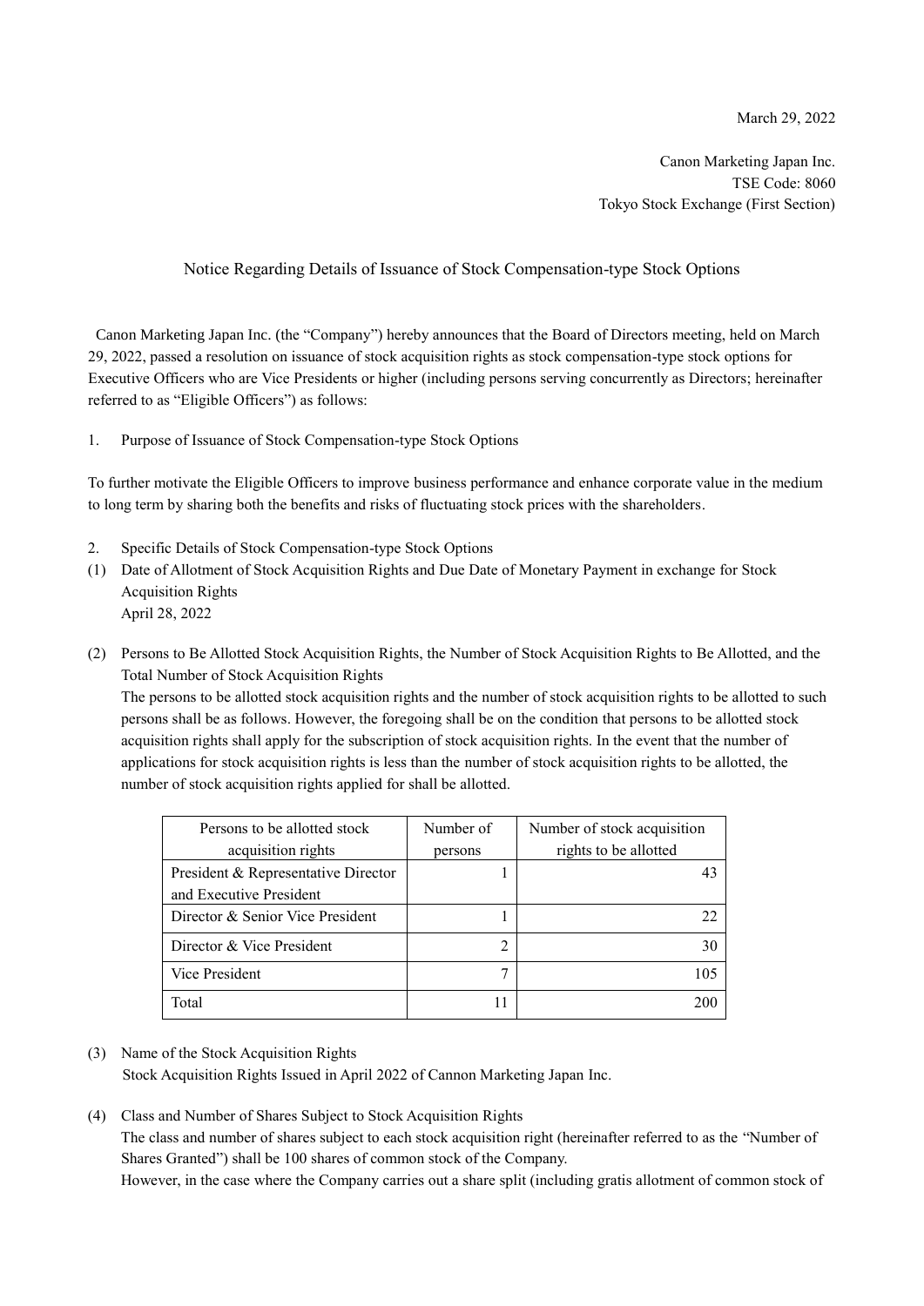March 29, 2022

Canon Marketing Japan Inc.
TSE Code: 8060
Tokyo Stock Exchange (First Section)

# Notice Regarding Details of Issuance of Stock Compensation-type Stock Options

Canon Marketing Japan Inc. (the "Company") hereby announces that the Board of Directors meeting, held on March 29, 2022, passed a resolution on issuance of stock acquisition rights as stock compensation-type stock options for Executive Officers who are Vice Presidents or higher (including persons serving concurrently as Directors; hereinafter referred to as "Eligible Officers") as follows:

1. Purpose of Issuance of Stock Compensation-type Stock Options

To further motivate the Eligible Officers to improve business performance and enhance corporate value in the medium to long term by sharing both the benefits and risks of fluctuating stock prices with the shareholders.

2. Specific Details of Stock Compensation-type Stock Options

(1) Date of Allotment of Stock Acquisition Rights and Due Date of Monetary Payment in exchange for Stock Acquisition Rights
April 28, 2022

(2) Persons to Be Allotted Stock Acquisition Rights, the Number of Stock Acquisition Rights to Be Allotted, and the Total Number of Stock Acquisition Rights
The persons to be allotted stock acquisition rights and the number of stock acquisition rights to be allotted to such persons shall be as follows. However, the foregoing shall be on the condition that persons to be allotted stock acquisition rights shall apply for the subscription of stock acquisition rights. In the event that the number of applications for stock acquisition rights is less than the number of stock acquisition rights to be allotted, the number of stock acquisition rights applied for shall be allotted.

| Persons to be allotted stock acquisition rights | Number of persons | Number of stock acquisition rights to be allotted |
|---|---|---|
| President & Representative Director and Executive President | 1 | 43 |
| Director & Senior Vice President | 1 | 22 |
| Director & Vice President | 2 | 30 |
| Vice President | 7 | 105 |
| Total | 11 | 200 |

(3) Name of the Stock Acquisition Rights
Stock Acquisition Rights Issued in April 2022 of Cannon Marketing Japan Inc.

(4) Class and Number of Shares Subject to Stock Acquisition Rights
The class and number of shares subject to each stock acquisition right (hereinafter referred to as the "Number of Shares Granted") shall be 100 shares of common stock of the Company.
However, in the case where the Company carries out a share split (including gratis allotment of common stock of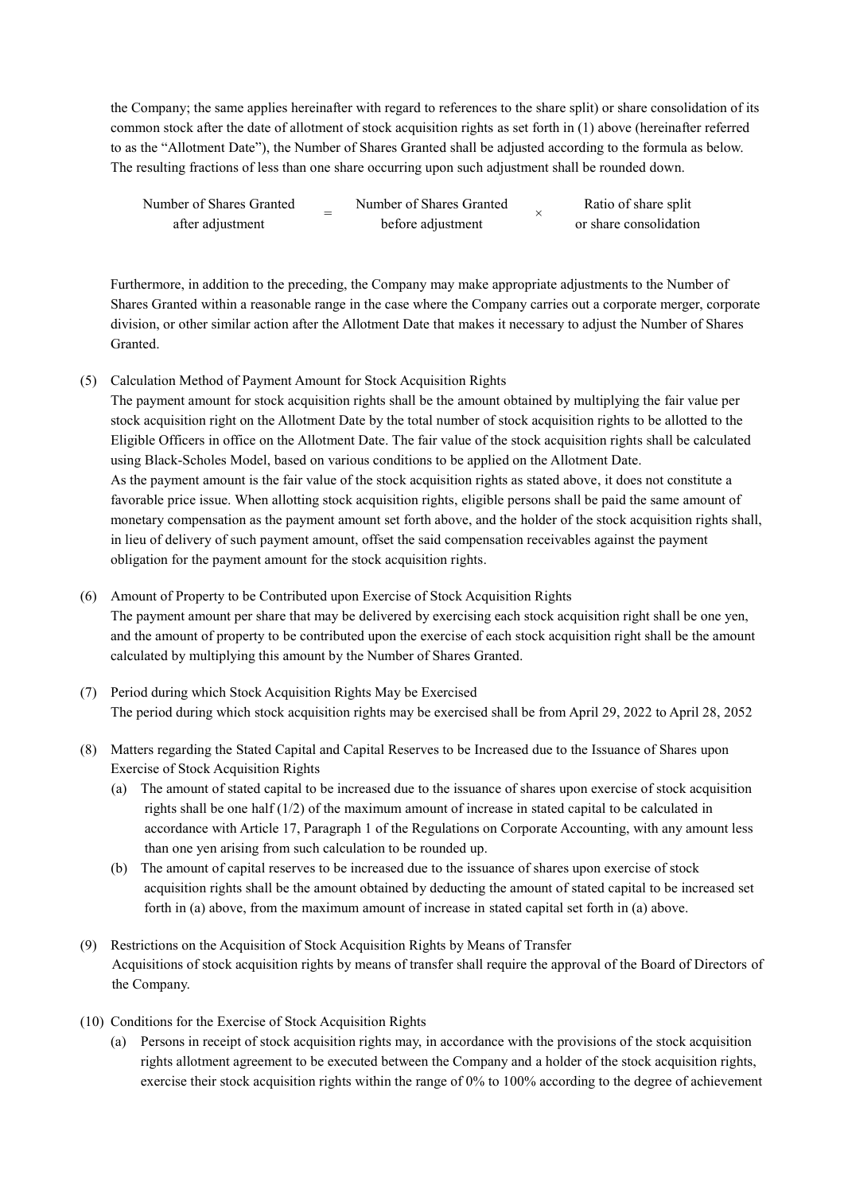the Company; the same applies hereinafter with regard to references to the share split) or share consolidation of its common stock after the date of allotment of stock acquisition rights as set forth in (1) above (hereinafter referred to as the "Allotment Date"), the Number of Shares Granted shall be adjusted according to the formula as below. The resulting fractions of less than one share occurring upon such adjustment shall be rounded down.

$$\text{Number of Shares Granted after adjustment} = \text{Number of Shares Granted before adjustment} \times \text{Ratio of share split or share consolidation}$$

Furthermore, in addition to the preceding, the Company may make appropriate adjustments to the Number of Shares Granted within a reasonable range in the case where the Company carries out a corporate merger, corporate division, or other similar action after the Allotment Date that makes it necessary to adjust the Number of Shares Granted.

(5) Calculation Method of Payment Amount for Stock Acquisition Rights

The payment amount for stock acquisition rights shall be the amount obtained by multiplying the fair value per stock acquisition right on the Allotment Date by the total number of stock acquisition rights to be allotted to the Eligible Officers in office on the Allotment Date. The fair value of the stock acquisition rights shall be calculated using Black-Scholes Model, based on various conditions to be applied on the Allotment Date.

As the payment amount is the fair value of the stock acquisition rights as stated above, it does not constitute a favorable price issue. When allotting stock acquisition rights, eligible persons shall be paid the same amount of monetary compensation as the payment amount set forth above, and the holder of the stock acquisition rights shall, in lieu of delivery of such payment amount, offset the said compensation receivables against the payment obligation for the payment amount for the stock acquisition rights.

(6) Amount of Property to be Contributed upon Exercise of Stock Acquisition Rights

The payment amount per share that may be delivered by exercising each stock acquisition right shall be one yen, and the amount of property to be contributed upon the exercise of each stock acquisition right shall be the amount calculated by multiplying this amount by the Number of Shares Granted.

(7) Period during which Stock Acquisition Rights May be Exercised

The period during which stock acquisition rights may be exercised shall be from April 29, 2022 to April 28, 2052

(8) Matters regarding the Stated Capital and Capital Reserves to be Increased due to the Issuance of Shares upon Exercise of Stock Acquisition Rights

(a) The amount of stated capital to be increased due to the issuance of shares upon exercise of stock acquisition rights shall be one half (1/2) of the maximum amount of increase in stated capital to be calculated in accordance with Article 17, Paragraph 1 of the Regulations on Corporate Accounting, with any amount less than one yen arising from such calculation to be rounded up.

(b) The amount of capital reserves to be increased due to the issuance of shares upon exercise of stock acquisition rights shall be the amount obtained by deducting the amount of stated capital to be increased set forth in (a) above, from the maximum amount of increase in stated capital set forth in (a) above.

(9) Restrictions on the Acquisition of Stock Acquisition Rights by Means of Transfer

Acquisitions of stock acquisition rights by means of transfer shall require the approval of the Board of Directors of the Company.

(10) Conditions for the Exercise of Stock Acquisition Rights

(a) Persons in receipt of stock acquisition rights may, in accordance with the provisions of the stock acquisition rights allotment agreement to be executed between the Company and a holder of the stock acquisition rights, exercise their stock acquisition rights within the range of 0% to 100% according to the degree of achievement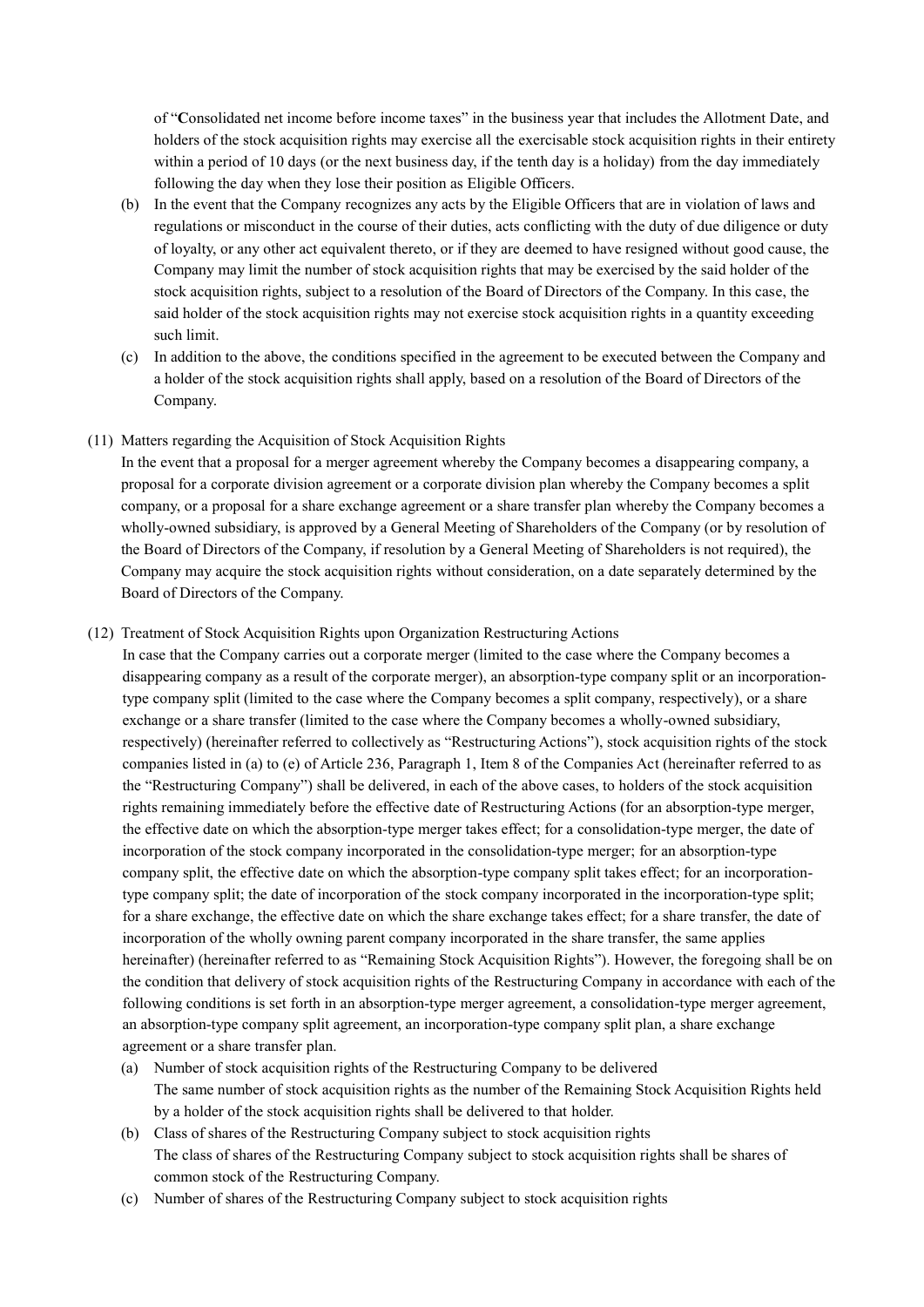of "Consolidated net income before income taxes" in the business year that includes the Allotment Date, and holders of the stock acquisition rights may exercise all the exercisable stock acquisition rights in their entirety within a period of 10 days (or the next business day, if the tenth day is a holiday) from the day immediately following the day when they lose their position as Eligible Officers.

(b) In the event that the Company recognizes any acts by the Eligible Officers that are in violation of laws and regulations or misconduct in the course of their duties, acts conflicting with the duty of due diligence or duty of loyalty, or any other act equivalent thereto, or if they are deemed to have resigned without good cause, the Company may limit the number of stock acquisition rights that may be exercised by the said holder of the stock acquisition rights, subject to a resolution of the Board of Directors of the Company. In this case, the said holder of the stock acquisition rights may not exercise stock acquisition rights in a quantity exceeding such limit.

(c) In addition to the above, the conditions specified in the agreement to be executed between the Company and a holder of the stock acquisition rights shall apply, based on a resolution of the Board of Directors of the Company.

(11) Matters regarding the Acquisition of Stock Acquisition Rights

In the event that a proposal for a merger agreement whereby the Company becomes a disappearing company, a proposal for a corporate division agreement or a corporate division plan whereby the Company becomes a split company, or a proposal for a share exchange agreement or a share transfer plan whereby the Company becomes a wholly-owned subsidiary, is approved by a General Meeting of Shareholders of the Company (or by resolution of the Board of Directors of the Company, if resolution by a General Meeting of Shareholders is not required), the Company may acquire the stock acquisition rights without consideration, on a date separately determined by the Board of Directors of the Company.

(12) Treatment of Stock Acquisition Rights upon Organization Restructuring Actions

In case that the Company carries out a corporate merger (limited to the case where the Company becomes a disappearing company as a result of the corporate merger), an absorption-type company split or an incorporation-type company split (limited to the case where the Company becomes a split company, respectively), or a share exchange or a share transfer (limited to the case where the Company becomes a wholly-owned subsidiary, respectively) (hereinafter referred to collectively as "Restructuring Actions"), stock acquisition rights of the stock companies listed in (a) to (e) of Article 236, Paragraph 1, Item 8 of the Companies Act (hereinafter referred to as the "Restructuring Company") shall be delivered, in each of the above cases, to holders of the stock acquisition rights remaining immediately before the effective date of Restructuring Actions (for an absorption-type merger, the effective date on which the absorption-type merger takes effect; for a consolidation-type merger, the date of incorporation of the stock company incorporated in the consolidation-type merger; for an absorption-type company split, the effective date on which the absorption-type company split takes effect; for an incorporation-type company split; the date of incorporation of the stock company incorporated in the incorporation-type split; for a share exchange, the effective date on which the share exchange takes effect; for a share transfer, the date of incorporation of the wholly owning parent company incorporated in the share transfer, the same applies hereinafter) (hereinafter referred to as "Remaining Stock Acquisition Rights"). However, the foregoing shall be on the condition that delivery of stock acquisition rights of the Restructuring Company in accordance with each of the following conditions is set forth in an absorption-type merger agreement, a consolidation-type merger agreement, an absorption-type company split agreement, an incorporation-type company split plan, a share exchange agreement or a share transfer plan.

(a) Number of stock acquisition rights of the Restructuring Company to be delivered
The same number of stock acquisition rights as the number of the Remaining Stock Acquisition Rights held by a holder of the stock acquisition rights shall be delivered to that holder.

(b) Class of shares of the Restructuring Company subject to stock acquisition rights
The class of shares of the Restructuring Company subject to stock acquisition rights shall be shares of common stock of the Restructuring Company.

(c) Number of shares of the Restructuring Company subject to stock acquisition rights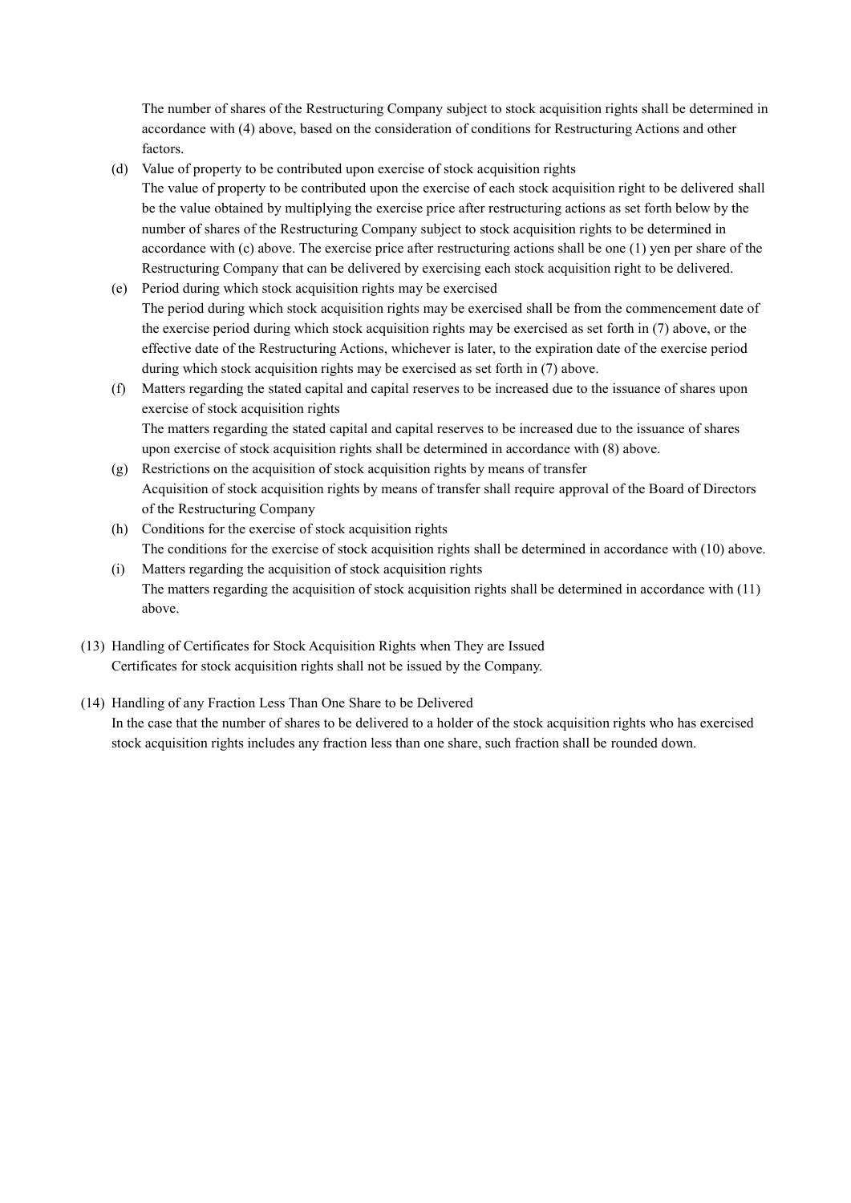The number of shares of the Restructuring Company subject to stock acquisition rights shall be determined in accordance with (4) above, based on the consideration of conditions for Restructuring Actions and other factors.

(d) Value of property to be contributed upon exercise of stock acquisition rights
The value of property to be contributed upon the exercise of each stock acquisition right to be delivered shall be the value obtained by multiplying the exercise price after restructuring actions as set forth below by the number of shares of the Restructuring Company subject to stock acquisition rights to be determined in accordance with (c) above. The exercise price after restructuring actions shall be one (1) yen per share of the Restructuring Company that can be delivered by exercising each stock acquisition right to be delivered.

(e) Period during which stock acquisition rights may be exercised
The period during which stock acquisition rights may be exercised shall be from the commencement date of the exercise period during which stock acquisition rights may be exercised as set forth in (7) above, or the effective date of the Restructuring Actions, whichever is later, to the expiration date of the exercise period during which stock acquisition rights may be exercised as set forth in (7) above.

(f) Matters regarding the stated capital and capital reserves to be increased due to the issuance of shares upon exercise of stock acquisition rights
The matters regarding the stated capital and capital reserves to be increased due to the issuance of shares upon exercise of stock acquisition rights shall be determined in accordance with (8) above.

(g) Restrictions on the acquisition of stock acquisition rights by means of transfer
Acquisition of stock acquisition rights by means of transfer shall require approval of the Board of Directors of the Restructuring Company

(h) Conditions for the exercise of stock acquisition rights
The conditions for the exercise of stock acquisition rights shall be determined in accordance with (10) above.

(i) Matters regarding the acquisition of stock acquisition rights
The matters regarding the acquisition of stock acquisition rights shall be determined in accordance with (11) above.

(13) Handling of Certificates for Stock Acquisition Rights when They are Issued
Certificates for stock acquisition rights shall not be issued by the Company.

(14) Handling of any Fraction Less Than One Share to be Delivered
In the case that the number of shares to be delivered to a holder of the stock acquisition rights who has exercised stock acquisition rights includes any fraction less than one share, such fraction shall be rounded down.